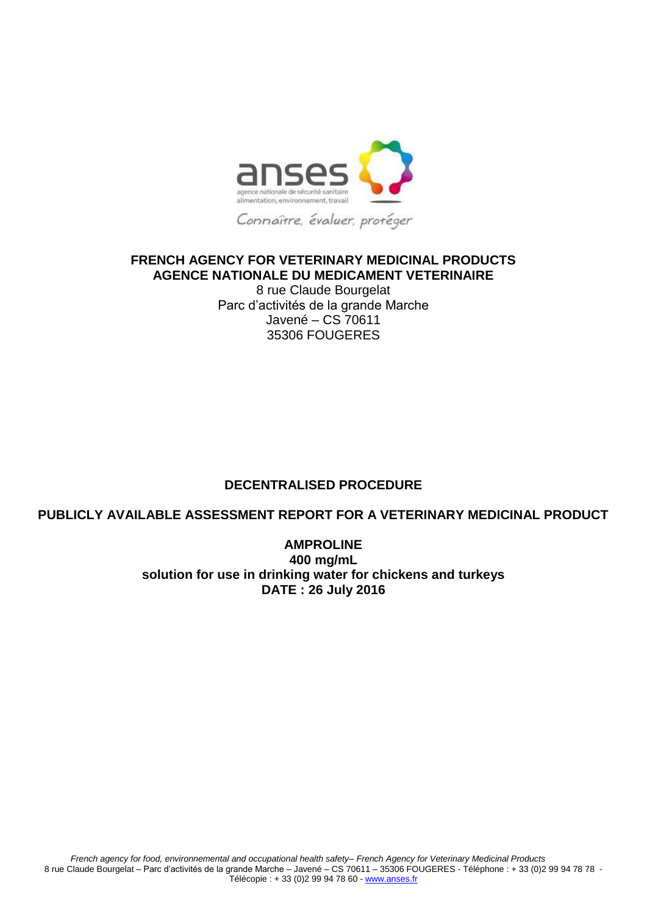anses

agence nationale de sécurité sanitaire
alimentation, environnement, travail

Connaître, évaluer, protéger

**FRENCH AGENCY FOR VETERINARY MEDICINAL PRODUCTS**
**AGENCE NATIONALE DU MEDICAMENT VETERINAIRE**

8 rue Claude Bourgelat
Parc d'activités de la grande Marche
Javené – CS 70611
35306 FOUGERES

**DECENTRALISED PROCEDURE**

**PUBLICLY AVAILABLE ASSESSMENT REPORT FOR A VETERINARY MEDICINAL PRODUCT**

**AMPROLINE**
**400 mg/mL**
**solution for use in drinking water for chickens and turkeys**
**DATE : 26 July 2016**

*French agency for food, environnemental and occupational health safety– French Agency for Veterinary Medicinal Products*
8 rue Claude Bourgelat – Parc d'activités de la grande Marche – Javené – CS 70611 – 35306 FOUGERES - Téléphone : + 33 (0)2 99 94 78 78 - Télécopie : + 33 (0)2 99 94 78 60 - www.anses.fr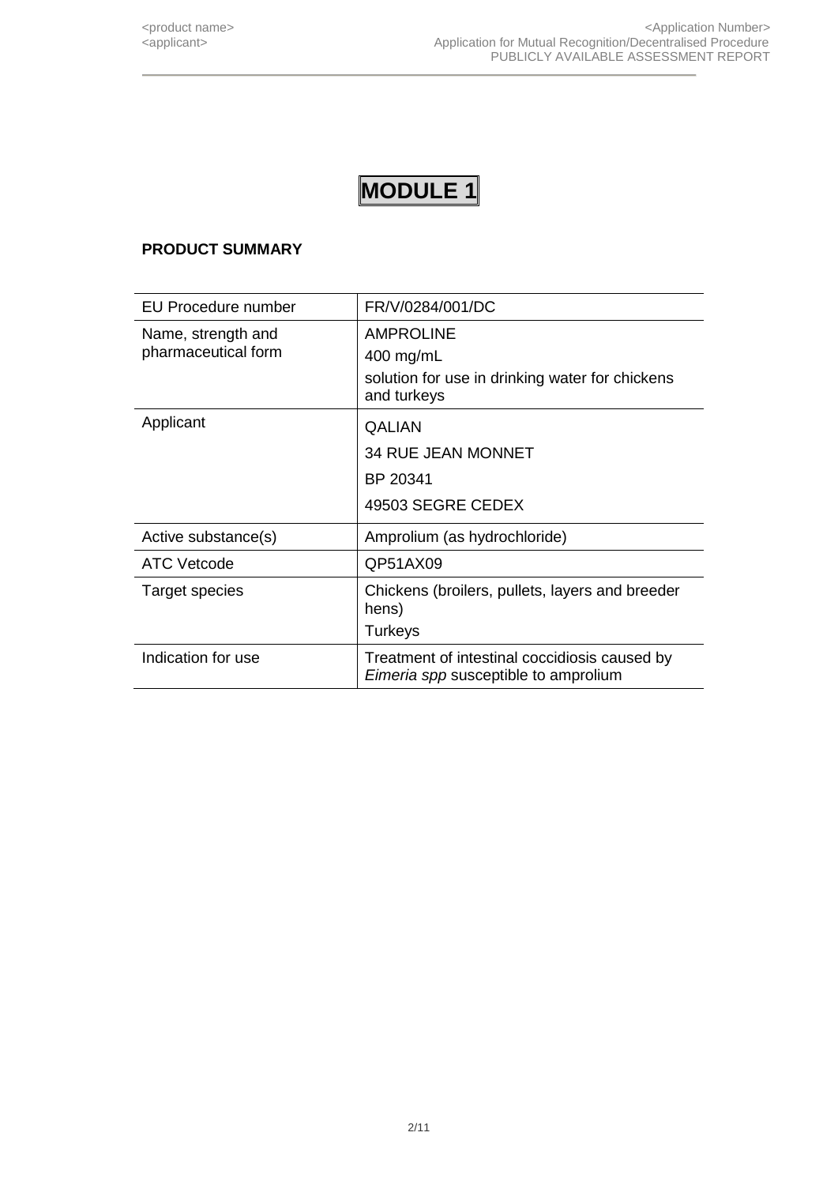# MODULE 1

**PRODUCT SUMMARY**

| EU Procedure number | FR/V/0284/001/DC |
|---|---|
| Name, strength and pharmaceutical form | AMPROLINE<br>400 mg/mL<br>solution for use in drinking water for chickens and turkeys |
| Applicant | QALIAN<br>34 RUE JEAN MONNET<br>BP 20341<br>49503 SEGRE CEDEX |
| Active substance(s) | Amprolium (as hydrochloride) |
| ATC Vetcode | QP51AX09 |
| Target species | Chickens (broilers, pullets, layers and breeder hens)<br>Turkeys |
| Indication for use | Treatment of intestinal coccidiosis caused by *Eimeria spp* susceptible to amprolium |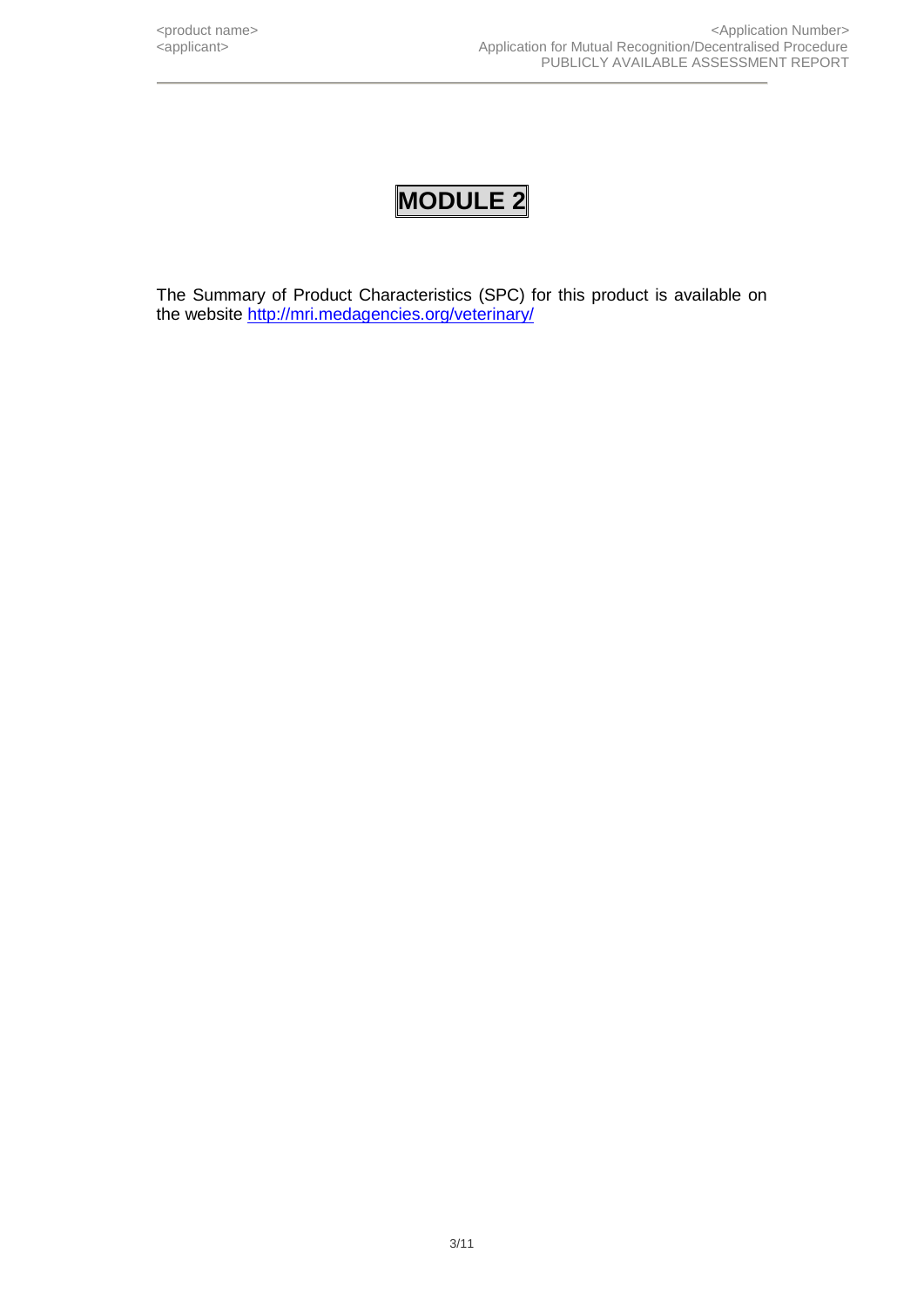# MODULE 2

The Summary of Product Characteristics (SPC) for this product is available on the website http://mri.medagencies.org/veterinary/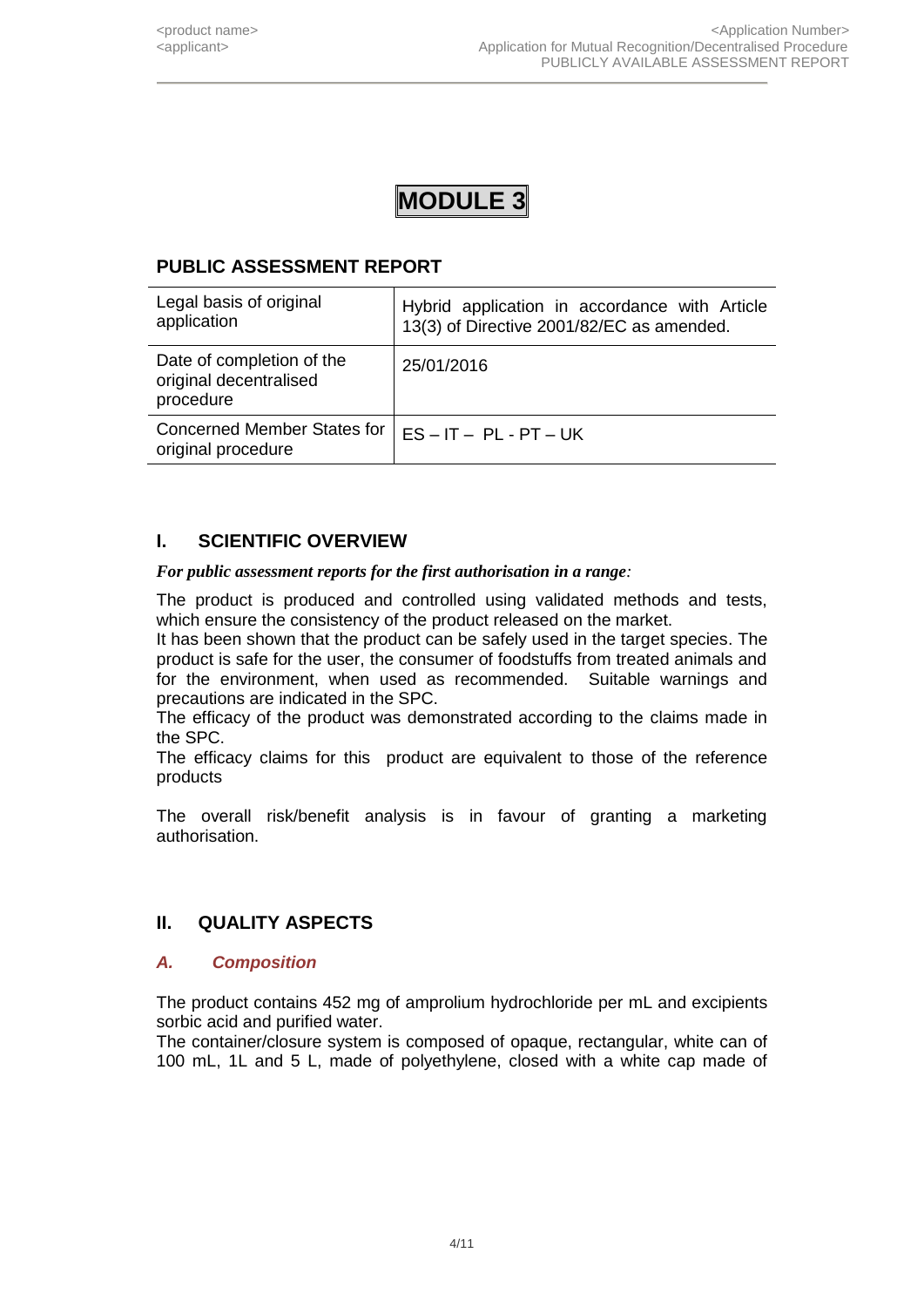# MODULE 3

## PUBLIC ASSESSMENT REPORT

| Legal basis of original application | Hybrid application in accordance with Article 13(3) of Directive 2001/82/EC as amended. |
|---|---|
| Date of completion of the original decentralised procedure | 25/01/2016 |
| Concerned Member States for original procedure | ES – IT – PL - PT – UK |

## I. SCIENTIFIC OVERVIEW

***For public assessment reports for the first authorisation in a range:***

The product is produced and controlled using validated methods and tests, which ensure the consistency of the product released on the market.
It has been shown that the product can be safely used in the target species. The product is safe for the user, the consumer of foodstuffs from treated animals and for the environment, when used as recommended. Suitable warnings and precautions are indicated in the SPC.
The efficacy of the product was demonstrated according to the claims made in the SPC.
The efficacy claims for this product are equivalent to those of the reference products

The overall risk/benefit analysis is in favour of granting a marketing authorisation.

## II. QUALITY ASPECTS

### *A. Composition*

The product contains 452 mg of amprolium hydrochloride per mL and excipients sorbic acid and purified water.
The container/closure system is composed of opaque, rectangular, white can of 100 mL, 1L and 5 L, made of polyethylene, closed with a white cap made of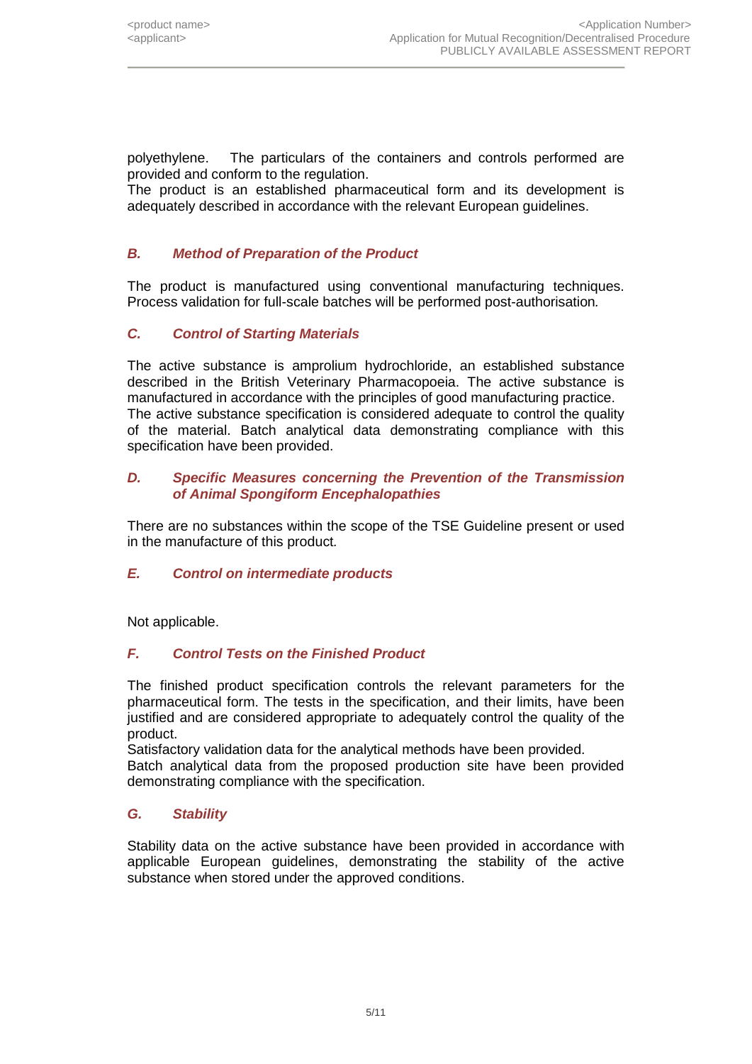polyethylene. The particulars of the containers and controls performed are provided and conform to the regulation.
The product is an established pharmaceutical form and its development is adequately described in accordance with the relevant European guidelines.

### *B. Method of Preparation of the Product*

The product is manufactured using conventional manufacturing techniques. Process validation for full-scale batches will be performed post-authorisation.

### *C. Control of Starting Materials*

The active substance is amprolium hydrochloride, an established substance described in the British Veterinary Pharmacopoeia. The active substance is manufactured in accordance with the principles of good manufacturing practice.
The active substance specification is considered adequate to control the quality of the material. Batch analytical data demonstrating compliance with this specification have been provided.

### *D. Specific Measures concerning the Prevention of the Transmission of Animal Spongiform Encephalopathies*

There are no substances within the scope of the TSE Guideline present or used in the manufacture of this product.

### *E. Control on intermediate products*

Not applicable.

### *F. Control Tests on the Finished Product*

The finished product specification controls the relevant parameters for the pharmaceutical form. The tests in the specification, and their limits, have been justified and are considered appropriate to adequately control the quality of the product.
Satisfactory validation data for the analytical methods have been provided.
Batch analytical data from the proposed production site have been provided demonstrating compliance with the specification.

### *G. Stability*

Stability data on the active substance have been provided in accordance with applicable European guidelines, demonstrating the stability of the active substance when stored under the approved conditions.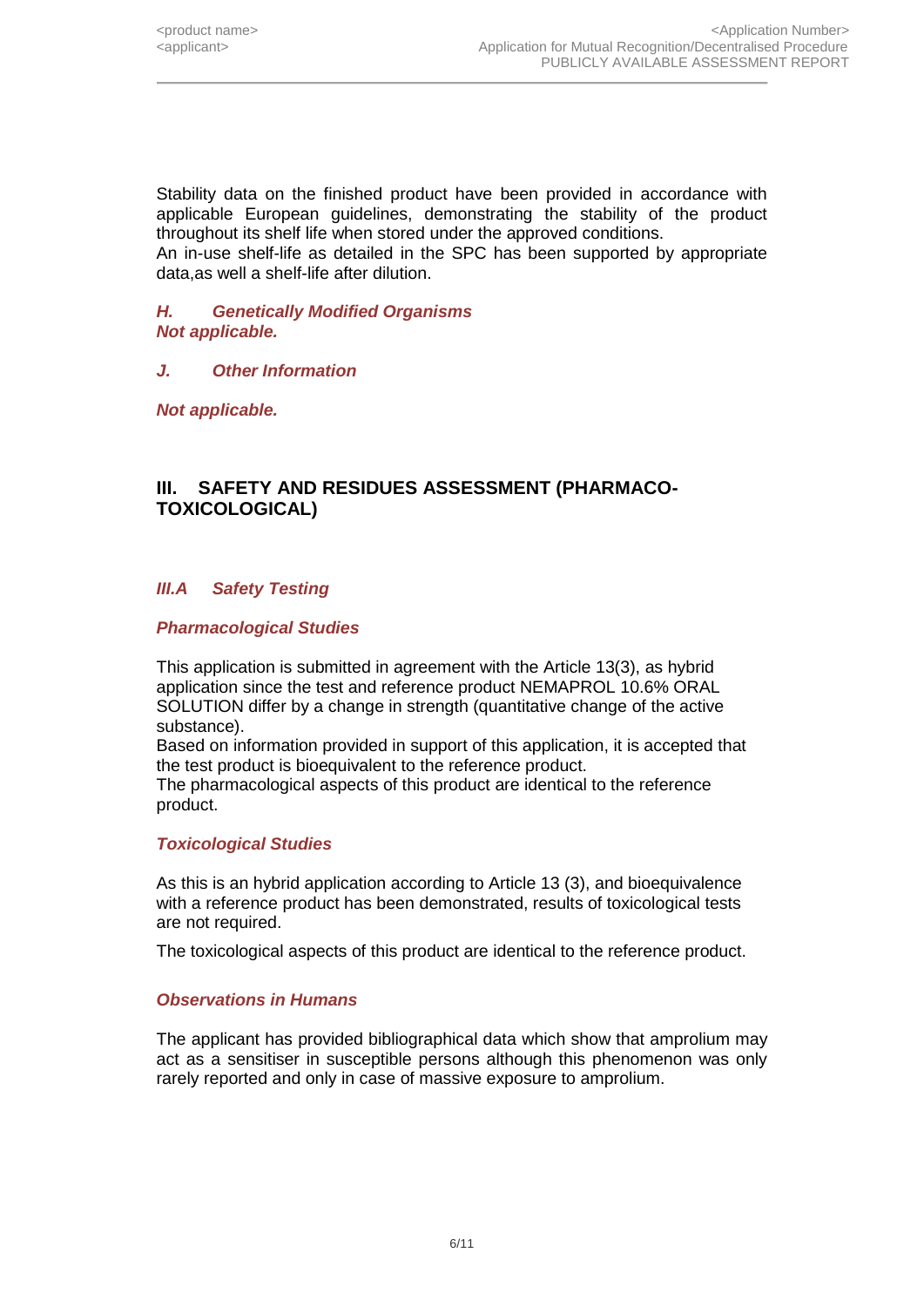Stability data on the finished product have been provided in accordance with applicable European guidelines, demonstrating the stability of the product throughout its shelf life when stored under the approved conditions.
An in-use shelf-life as detailed in the SPC has been supported by appropriate data,as well a shelf-life after dilution.

### *H. Genetically Modified Organisms*

***Not applicable.***

### *J. Other Information*

***Not applicable.***

## III. SAFETY AND RESIDUES ASSESSMENT (PHARMACO-TOXICOLOGICAL)

### *III.A Safety Testing*

#### *Pharmacological Studies*

This application is submitted in agreement with the Article 13(3), as hybrid application since the test and reference product NEMAPROL 10.6% ORAL SOLUTION differ by a change in strength (quantitative change of the active substance).
Based on information provided in support of this application, it is accepted that the test product is bioequivalent to the reference product.
The pharmacological aspects of this product are identical to the reference product.

#### *Toxicological Studies*

As this is an hybrid application according to Article 13 (3), and bioequivalence with a reference product has been demonstrated, results of toxicological tests are not required.

The toxicological aspects of this product are identical to the reference product.

#### *Observations in Humans*

The applicant has provided bibliographical data which show that amprolium may act as a sensitiser in susceptible persons although this phenomenon was only rarely reported and only in case of massive exposure to amprolium.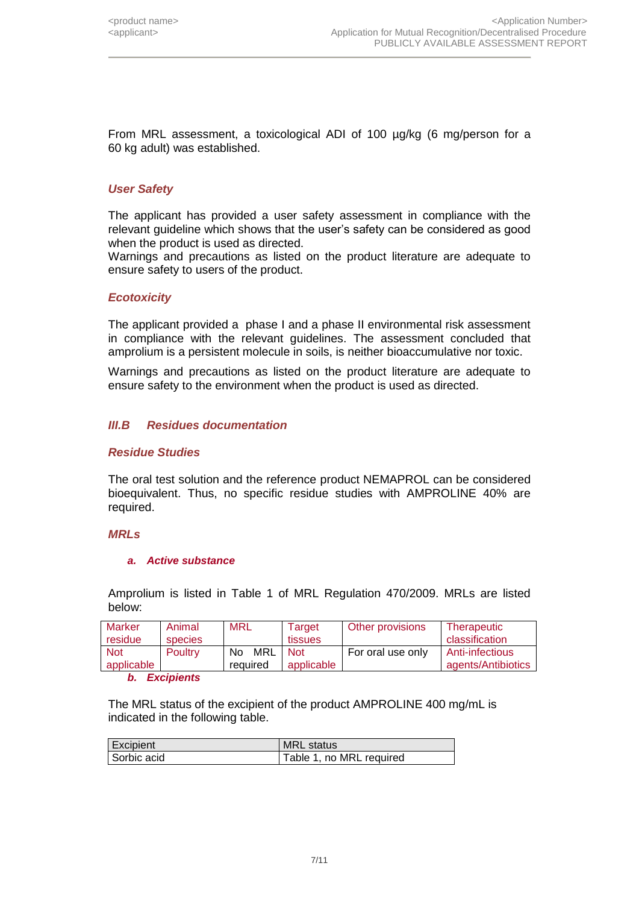From MRL assessment, a toxicological ADI of 100 µg/kg (6 mg/person for a 60 kg adult) was established.

### *User Safety*

The applicant has provided a user safety assessment in compliance with the relevant guideline which shows that the user's safety can be considered as good when the product is used as directed.
Warnings and precautions as listed on the product literature are adequate to ensure safety to users of the product.

### *Ecotoxicity*

The applicant provided a phase I and a phase II environmental risk assessment in compliance with the relevant guidelines. The assessment concluded that amprolium is a persistent molecule in soils, is neither bioaccumulative nor toxic.

Warnings and precautions as listed on the product literature are adequate to ensure safety to the environment when the product is used as directed.

## *III.B Residues documentation*

### *Residue Studies*

The oral test solution and the reference product NEMAPROL can be considered bioequivalent. Thus, no specific residue studies with AMPROLINE 40% are required.

### *MRLs*

#### *a. Active substance*

Amprolium is listed in Table 1 of MRL Regulation 470/2009. MRLs are listed below:

| Marker residue | Animal species | MRL | Target tissues | Other provisions | Therapeutic classification |
|---|---|---|---|---|---|
| Not applicable | Poultry | No MRL required | Not applicable | For oral use only | Anti-infectious agents/Antibiotics |

#### *b. Excipients*

The MRL status of the excipient of the product AMPROLINE 400 mg/mL is indicated in the following table.

| Excipient | MRL status |
|---|---|
| Sorbic acid | Table 1, no MRL required |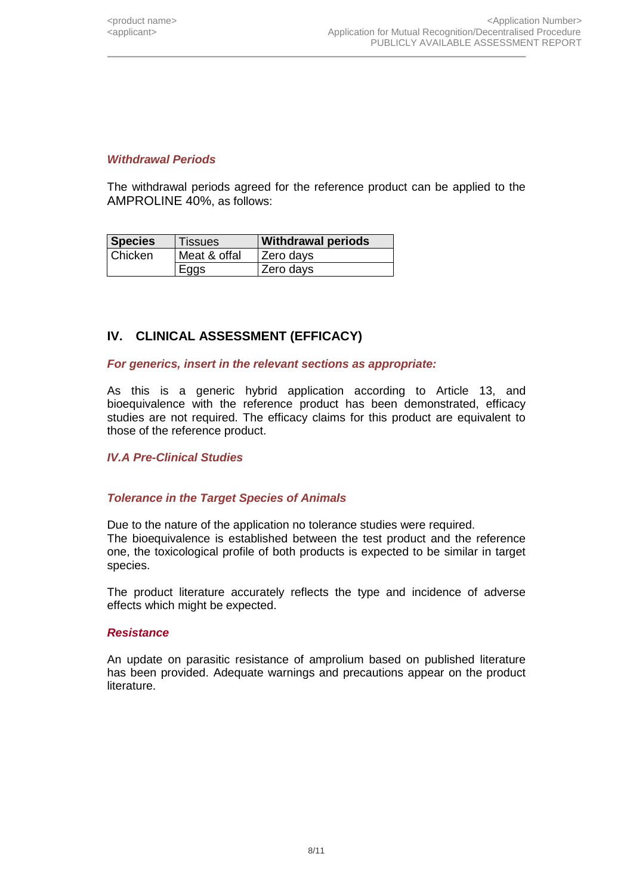***Withdrawal Periods***

The withdrawal periods agreed for the reference product can be applied to the AMPROLINE 40%, as follows:

| **Species** | Tissues | **Withdrawal periods** |
|---|---|---|
| Chicken | Meat & offal | Zero days |
| | Eggs | Zero days |

## IV. CLINICAL ASSESSMENT (EFFICACY)

***For generics, insert in the relevant sections as appropriate:***

As this is a generic hybrid application according to Article 13, and bioequivalence with the reference product has been demonstrated, efficacy studies are not required. The efficacy claims for this product are equivalent to those of the reference product.

***IV.A Pre-Clinical Studies***

***Tolerance in the Target Species of Animals***

Due to the nature of the application no tolerance studies were required.
The bioequivalence is established between the test product and the reference one, the toxicological profile of both products is expected to be similar in target species.

The product literature accurately reflects the type and incidence of adverse effects which might be expected.

***Resistance***

An update on parasitic resistance of amprolium based on published literature has been provided. Adequate warnings and precautions appear on the product literature.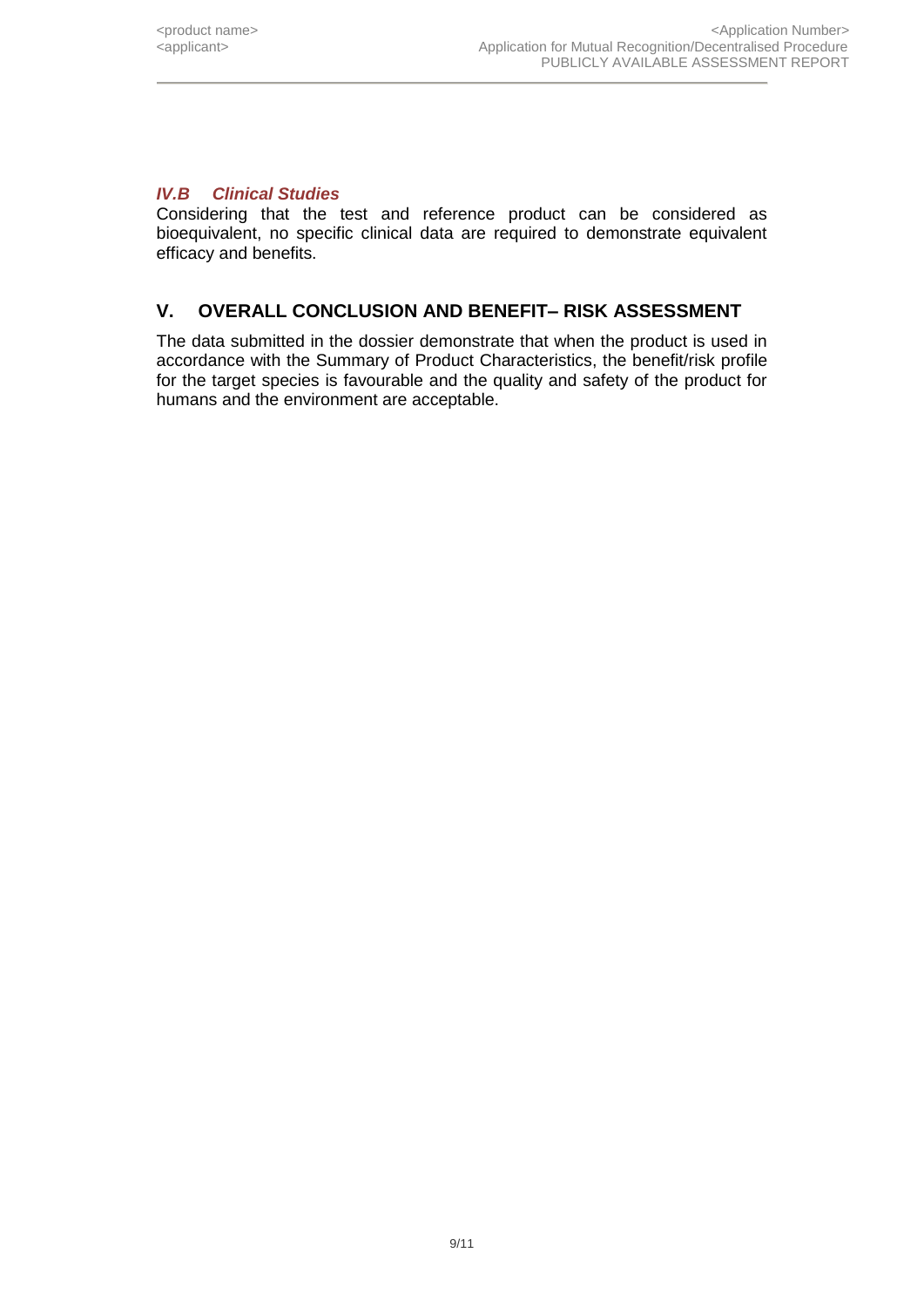### *IV.B Clinical Studies*

Considering that the test and reference product can be considered as bioequivalent, no specific clinical data are required to demonstrate equivalent efficacy and benefits.

## V. OVERALL CONCLUSION AND BENEFIT– RISK ASSESSMENT

The data submitted in the dossier demonstrate that when the product is used in accordance with the Summary of Product Characteristics, the benefit/risk profile for the target species is favourable and the quality and safety of the product for humans and the environment are acceptable.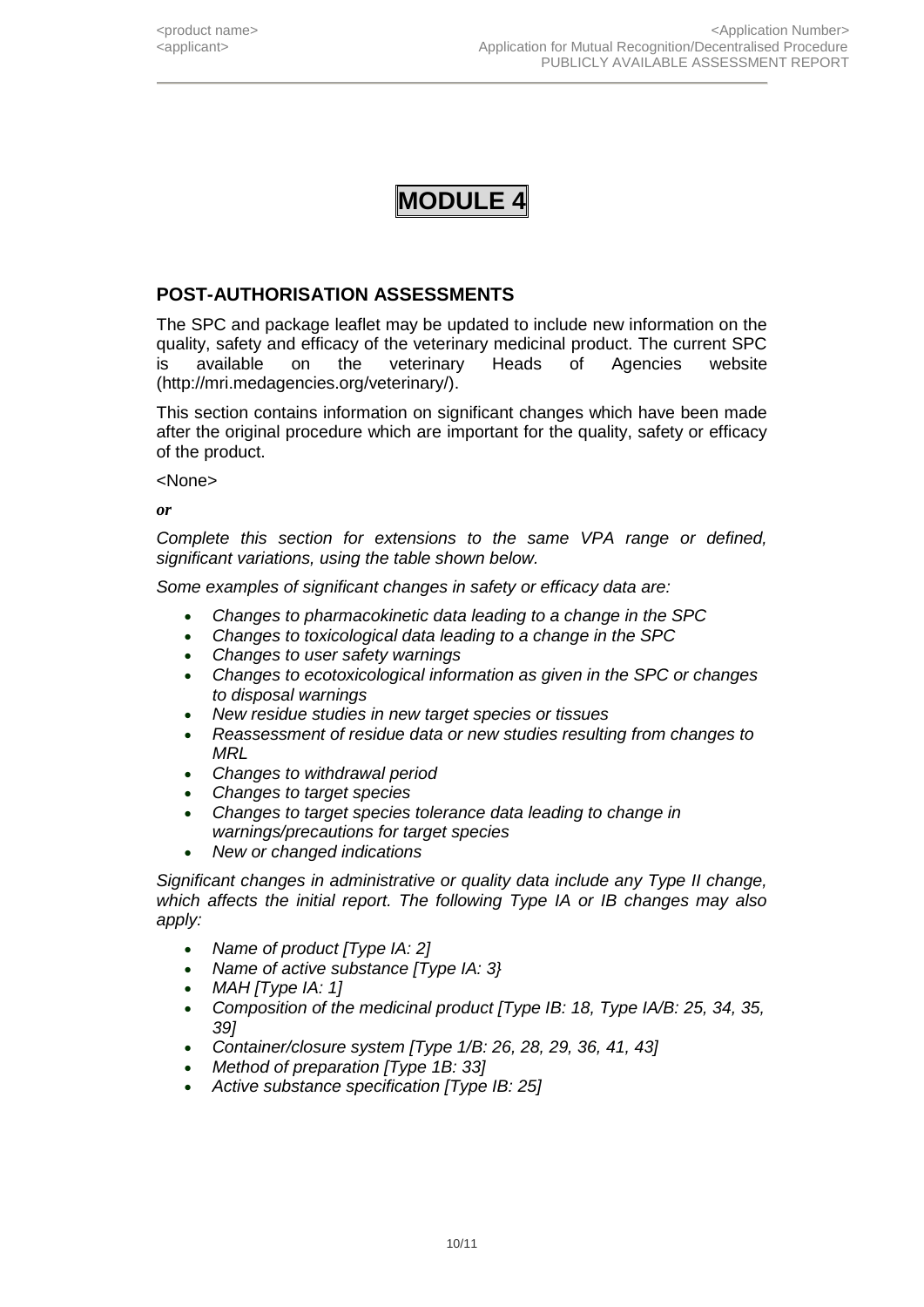# MODULE 4

## POST-AUTHORISATION ASSESSMENTS

The SPC and package leaflet may be updated to include new information on the quality, safety and efficacy of the veterinary medicinal product. The current SPC is available on the veterinary Heads of Agencies website (http://mri.medagencies.org/veterinary/).

This section contains information on significant changes which have been made after the original procedure which are important for the quality, safety or efficacy of the product.

<None>

***or***

*Complete this section for extensions to the same VPA range or defined, significant variations, using the table shown below.*

*Some examples of significant changes in safety or efficacy data are:*

- *Changes to pharmacokinetic data leading to a change in the SPC*
- *Changes to toxicological data leading to a change in the SPC*
- *Changes to user safety warnings*
- *Changes to ecotoxicological information as given in the SPC or changes to disposal warnings*
- *New residue studies in new target species or tissues*
- *Reassessment of residue data or new studies resulting from changes to MRL*
- *Changes to withdrawal period*
- *Changes to target species*
- *Changes to target species tolerance data leading to change in warnings/precautions for target species*
- *New or changed indications*

*Significant changes in administrative or quality data include any Type II change, which affects the initial report. The following Type IA or IB changes may also apply:*

- *Name of product [Type IA: 2]*
- *Name of active substance [Type IA: 3}*
- *MAH [Type IA: 1]*
- *Composition of the medicinal product [Type IB: 18, Type IA/B: 25, 34, 35, 39]*
- *Container/closure system [Type 1/B: 26, 28, 29, 36, 41, 43]*
- *Method of preparation [Type 1B: 33]*
- *Active substance specification [Type IB: 25]*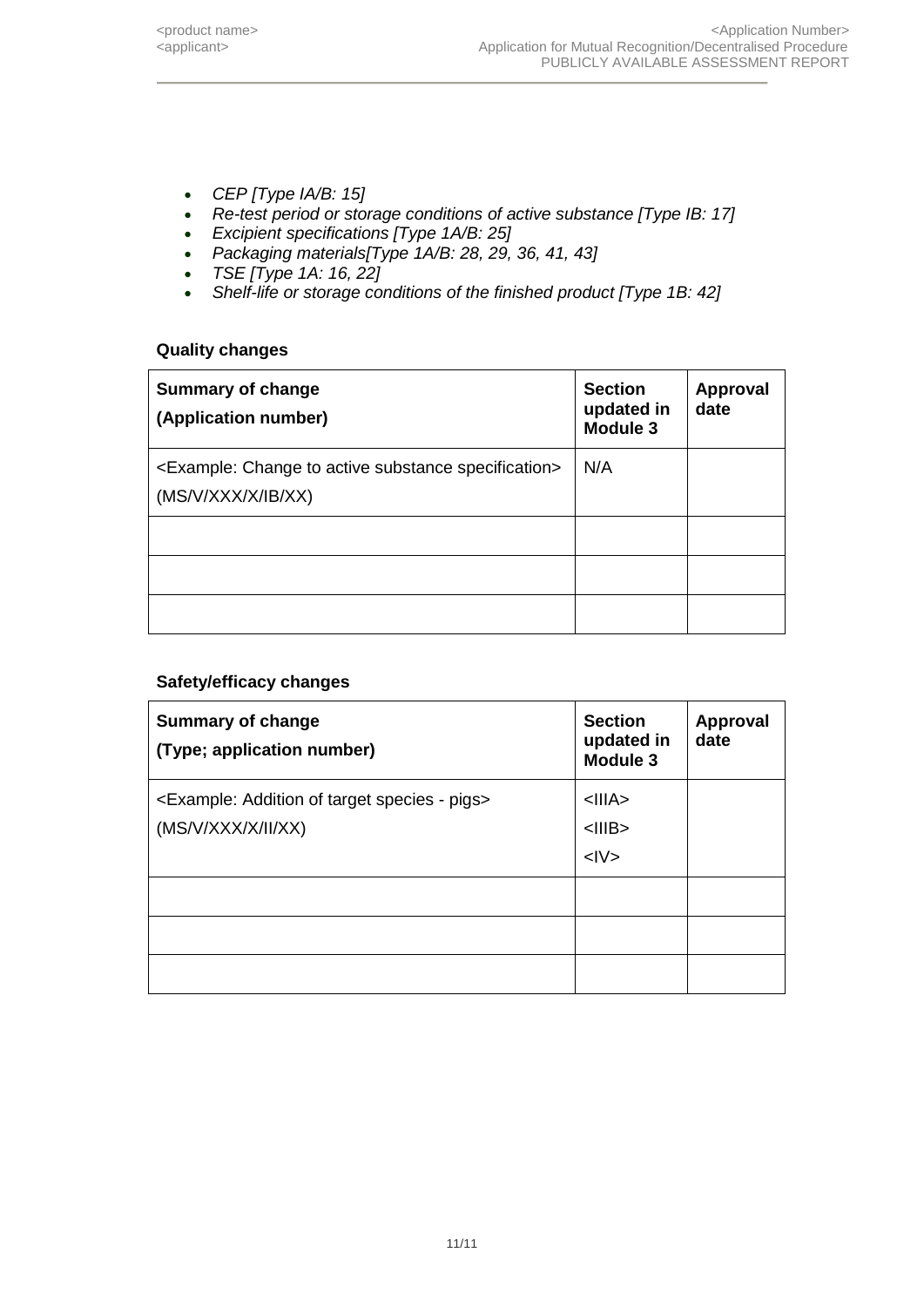- *CEP [Type IA/B: 15]*
- *Re-test period or storage conditions of active substance [Type IB: 17]*
- *Excipient specifications [Type 1A/B: 25]*
- *Packaging materials[Type 1A/B: 28, 29, 36, 41, 43]*
- *TSE [Type 1A: 16, 22]*
- *Shelf-life or storage conditions of the finished product [Type 1B: 42]*

**Quality changes**

| **Summary of change**<br>**(Application number)** | **Section updated in Module 3** | **Approval date** |
|---|---|---|
| <Example: Change to active substance specification><br>(MS/V/XXX/X/IB/XX) | N/A | |
| | | |
| | | |
| | | |

**Safety/efficacy changes**

| **Summary of change**<br>**(Type; application number)** | **Section updated in Module 3** | **Approval date** |
|---|---|---|
| <Example: Addition of target species - pigs><br>(MS/V/XXX/X/II/XX) | <IIIA><br><IIIB><br><IV> | |
| | | |
| | | |
| | | |